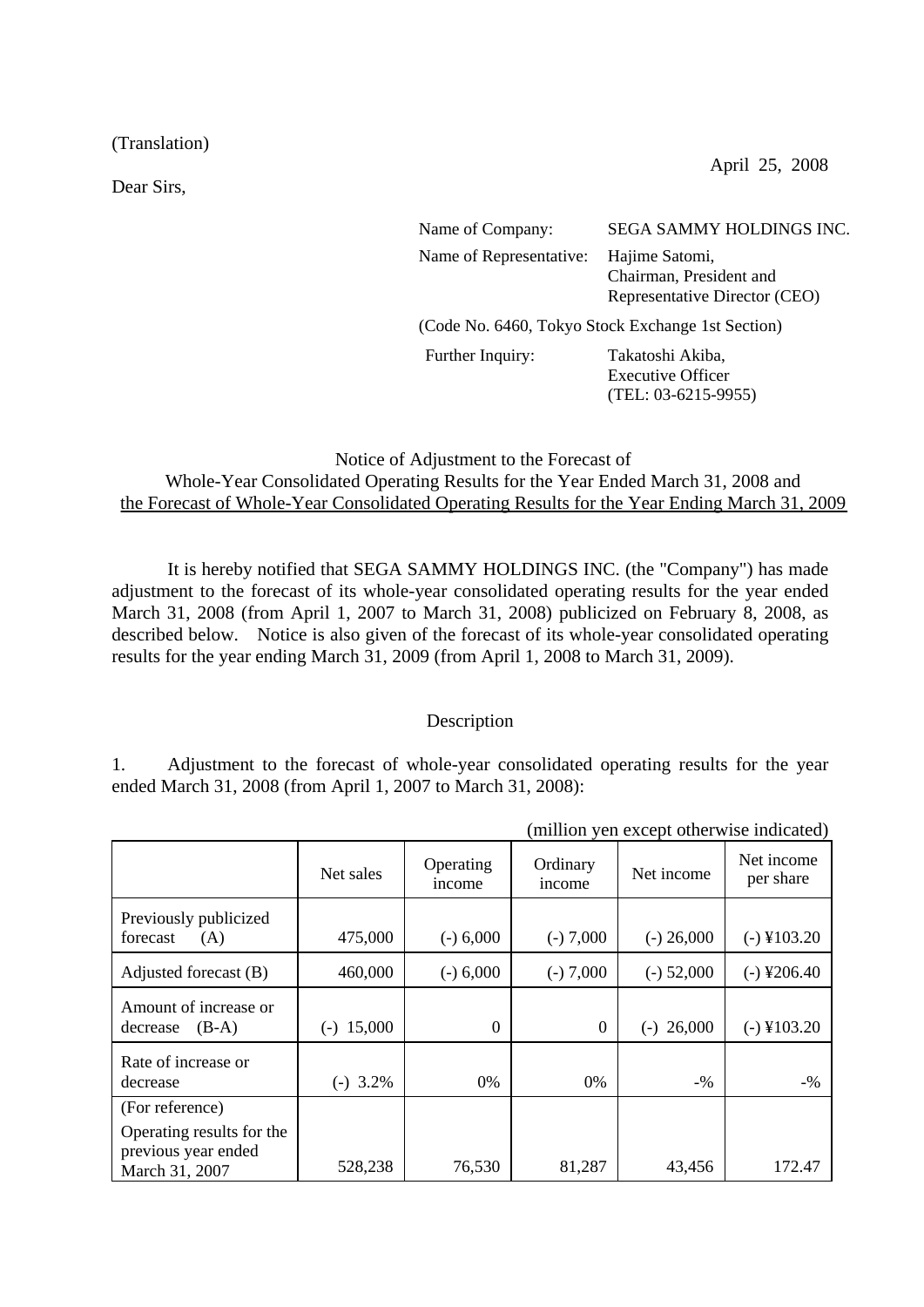(Translation)

April 25, 2008

Dear Sirs,

Name of Company: SEGA SAMMY HOLDINGS INC.
Name of Representative: Hajime Satomi, Chairman, President and Representative Director (CEO)
(Code No. 6460, Tokyo Stock Exchange 1st Section)
Further Inquiry: Takatoshi Akiba, Executive Officer (TEL: 03-6215-9955)

## Notice of Adjustment to the Forecast of Whole-Year Consolidated Operating Results for the Year Ended March 31, 2008 and the Forecast of Whole-Year Consolidated Operating Results for the Year Ending March 31, 2009

It is hereby notified that SEGA SAMMY HOLDINGS INC. (the "Company") has made adjustment to the forecast of its whole-year consolidated operating results for the year ended March 31, 2008 (from April 1, 2007 to March 31, 2008) publicized on February 8, 2008, as described below. Notice is also given of the forecast of its whole-year consolidated operating results for the year ending March 31, 2009 (from April 1, 2008 to March 31, 2009).

### Description

1. Adjustment to the forecast of whole-year consolidated operating results for the year ended March 31, 2008 (from April 1, 2007 to March 31, 2008):

(million yen except otherwise indicated)

| | Net sales | Operating income | Ordinary income | Net income | Net income per share |
|---|---|---|---|---|---|
| Previously publicized forecast (A) | 475,000 | (-) 6,000 | (-) 7,000 | (-) 26,000 | (-) ¥103.20 |
| Adjusted forecast (B) | 460,000 | (-) 6,000 | (-) 7,000 | (-) 52,000 | (-) ¥206.40 |
| Amount of increase or decrease (B-A) | (-) 15,000 | 0 | 0 | (-) 26,000 | (-) ¥103.20 |
| Rate of increase or decrease | (-) 3.2% | 0% | 0% | -% | -% |
| (For reference) Operating results for the previous year ended March 31, 2007 | 528,238 | 76,530 | 81,287 | 43,456 | 172.47 |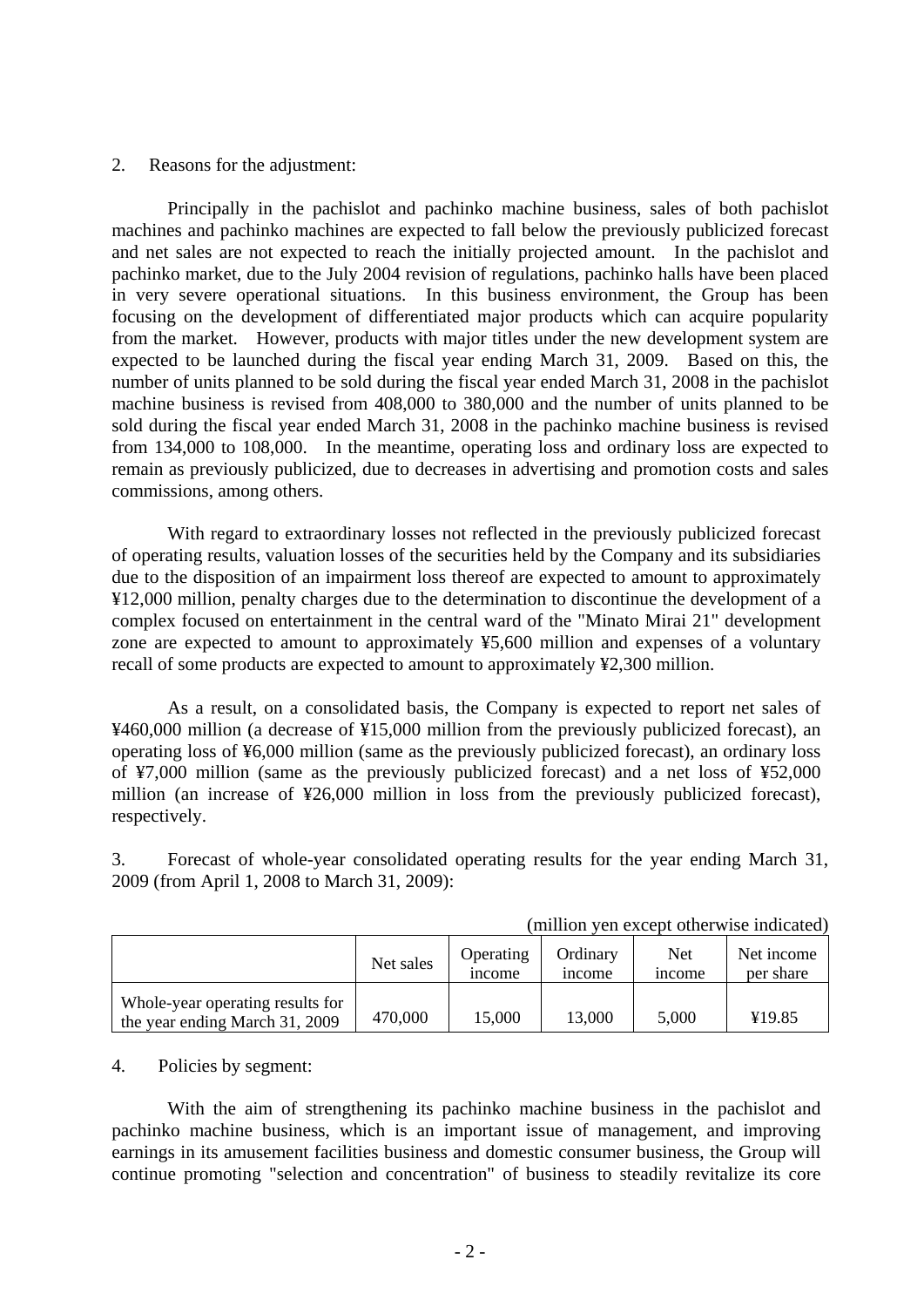2. Reasons for the adjustment:

Principally in the pachislot and pachinko machine business, sales of both pachislot machines and pachinko machines are expected to fall below the previously publicized forecast and net sales are not expected to reach the initially projected amount. In the pachislot and pachinko market, due to the July 2004 revision of regulations, pachinko halls have been placed in very severe operational situations. In this business environment, the Group has been focusing on the development of differentiated major products which can acquire popularity from the market. However, products with major titles under the new development system are expected to be launched during the fiscal year ending March 31, 2009. Based on this, the number of units planned to be sold during the fiscal year ended March 31, 2008 in the pachislot machine business is revised from 408,000 to 380,000 and the number of units planned to be sold during the fiscal year ended March 31, 2008 in the pachinko machine business is revised from 134,000 to 108,000. In the meantime, operating loss and ordinary loss are expected to remain as previously publicized, due to decreases in advertising and promotion costs and sales commissions, among others.

With regard to extraordinary losses not reflected in the previously publicized forecast of operating results, valuation losses of the securities held by the Company and its subsidiaries due to the disposition of an impairment loss thereof are expected to amount to approximately ¥12,000 million, penalty charges due to the determination to discontinue the development of a complex focused on entertainment in the central ward of the "Minato Mirai 21" development zone are expected to amount to approximately ¥5,600 million and expenses of a voluntary recall of some products are expected to amount to approximately ¥2,300 million.

As a result, on a consolidated basis, the Company is expected to report net sales of ¥460,000 million (a decrease of ¥15,000 million from the previously publicized forecast), an operating loss of ¥6,000 million (same as the previously publicized forecast), an ordinary loss of ¥7,000 million (same as the previously publicized forecast) and a net loss of ¥52,000 million (an increase of ¥26,000 million in loss from the previously publicized forecast), respectively.

3. Forecast of whole-year consolidated operating results for the year ending March 31, 2009 (from April 1, 2008 to March 31, 2009):

(million yen except otherwise indicated)

| | Net sales | Operating income | Ordinary income | Net income | Net income per share |
|---|---|---|---|---|---|
| Whole-year operating results for the year ending March 31, 2009 | 470,000 | 15,000 | 13,000 | 5,000 | ¥19.85 |

4. Policies by segment:

With the aim of strengthening its pachinko machine business in the pachislot and pachinko machine business, which is an important issue of management, and improving earnings in its amusement facilities business and domestic consumer business, the Group will continue promoting "selection and concentration" of business to steadily revitalize its core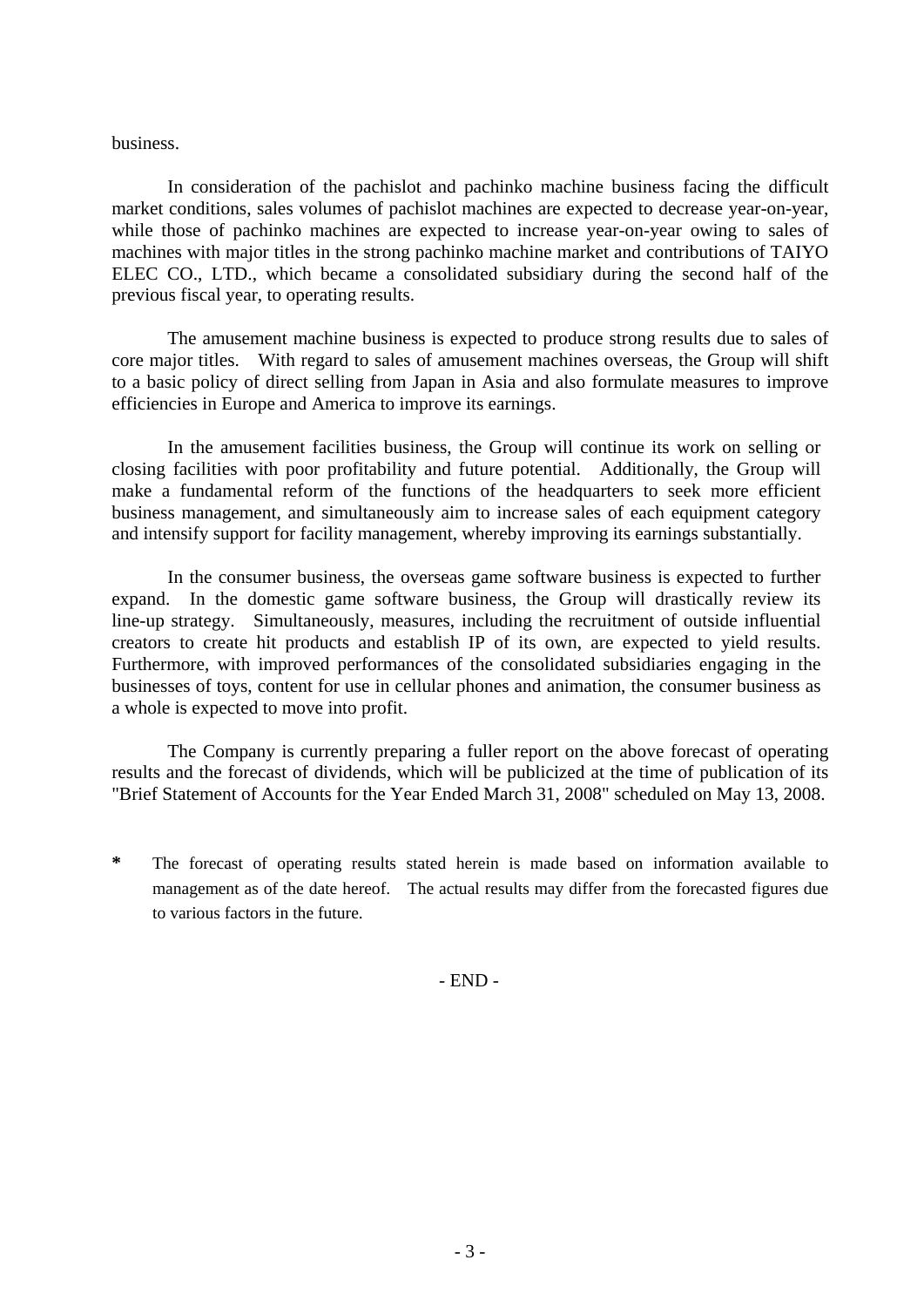business.

In consideration of the pachislot and pachinko machine business facing the difficult market conditions, sales volumes of pachislot machines are expected to decrease year-on-year, while those of pachinko machines are expected to increase year-on-year owing to sales of machines with major titles in the strong pachinko machine market and contributions of TAIYO ELEC CO., LTD., which became a consolidated subsidiary during the second half of the previous fiscal year, to operating results.

The amusement machine business is expected to produce strong results due to sales of core major titles. With regard to sales of amusement machines overseas, the Group will shift to a basic policy of direct selling from Japan in Asia and also formulate measures to improve efficiencies in Europe and America to improve its earnings.

In the amusement facilities business, the Group will continue its work on selling or closing facilities with poor profitability and future potential. Additionally, the Group will make a fundamental reform of the functions of the headquarters to seek more efficient business management, and simultaneously aim to increase sales of each equipment category and intensify support for facility management, whereby improving its earnings substantially.

In the consumer business, the overseas game software business is expected to further expand. In the domestic game software business, the Group will drastically review its line-up strategy. Simultaneously, measures, including the recruitment of outside influential creators to create hit products and establish IP of its own, are expected to yield results. Furthermore, with improved performances of the consolidated subsidiaries engaging in the businesses of toys, content for use in cellular phones and animation, the consumer business as a whole is expected to move into profit.

The Company is currently preparing a fuller report on the above forecast of operating results and the forecast of dividends, which will be publicized at the time of publication of its "Brief Statement of Accounts for the Year Ended March 31, 2008" scheduled on May 13, 2008.

\* The forecast of operating results stated herein is made based on information available to management as of the date hereof. The actual results may differ from the forecasted figures due to various factors in the future.

- END -